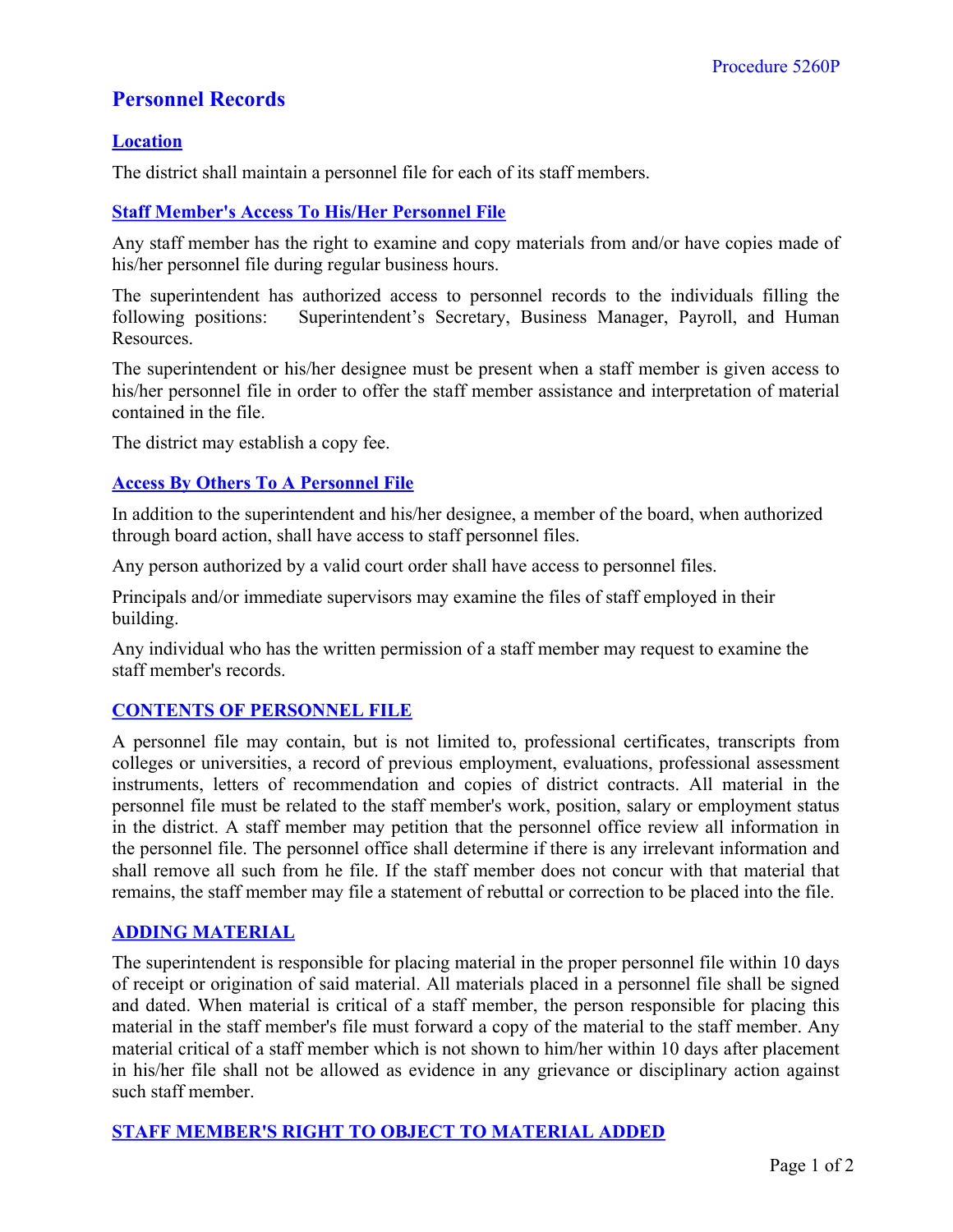Procedure 5260P

# Personnel Records

## Location

The district shall maintain a personnel file for each of its staff members.

## Staff Member's Access To His/Her Personnel File

Any staff member has the right to examine and copy materials from and/or have copies made of his/her personnel file during regular business hours.

The superintendent has authorized access to personnel records to the individuals filling the following positions: Superintendent's Secretary, Business Manager, Payroll, and Human Resources.

The superintendent or his/her designee must be present when a staff member is given access to his/her personnel file in order to offer the staff member assistance and interpretation of material contained in the file.

The district may establish a copy fee.

## Access By Others To A Personnel File

In addition to the superintendent and his/her designee, a member of the board, when authorized through board action, shall have access to staff personnel files.

Any person authorized by a valid court order shall have access to personnel files.

Principals and/or immediate supervisors may examine the files of staff employed in their building.

Any individual who has the written permission of a staff member may request to examine the staff member's records.

## CONTENTS OF PERSONNEL FILE

A personnel file may contain, but is not limited to, professional certificates, transcripts from colleges or universities, a record of previous employment, evaluations, professional assessment instruments, letters of recommendation and copies of district contracts. All material in the personnel file must be related to the staff member's work, position, salary or employment status in the district. A staff member may petition that the personnel office review all information in the personnel file. The personnel office shall determine if there is any irrelevant information and shall remove all such from he file. If the staff member does not concur with that material that remains, the staff member may file a statement of rebuttal or correction to be placed into the file.

## ADDING MATERIAL

The superintendent is responsible for placing material in the proper personnel file within 10 days of receipt or origination of said material. All materials placed in a personnel file shall be signed and dated. When material is critical of a staff member, the person responsible for placing this material in the staff member's file must forward a copy of the material to the staff member. Any material critical of a staff member which is not shown to him/her within 10 days after placement in his/her file shall not be allowed as evidence in any grievance or disciplinary action against such staff member.

## STAFF MEMBER'S RIGHT TO OBJECT TO MATERIAL ADDED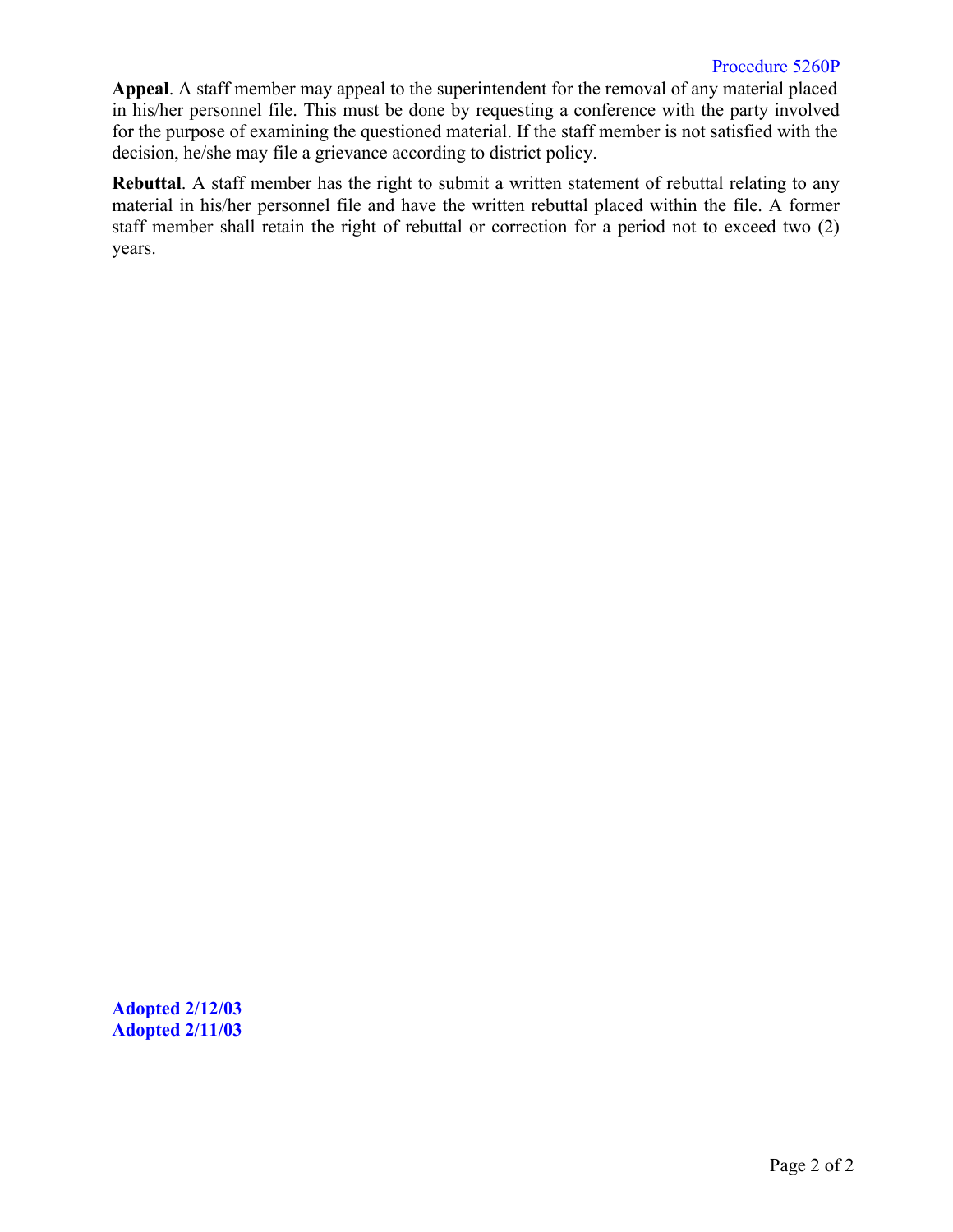**Appeal**. A staff member may appeal to the superintendent for the removal of any material placed in his/her personnel file. This must be done by requesting a conference with the party involved for the purpose of examining the questioned material. If the staff member is not satisfied with the decision, he/she may file a grievance according to district policy.

**Rebuttal**. A staff member has the right to submit a written statement of rebuttal relating to any material in his/her personnel file and have the written rebuttal placed within the file. A former staff member shall retain the right of rebuttal or correction for a period not to exceed two (2) years.

**Adopted 2/12/03**
**Adopted 2/11/03**